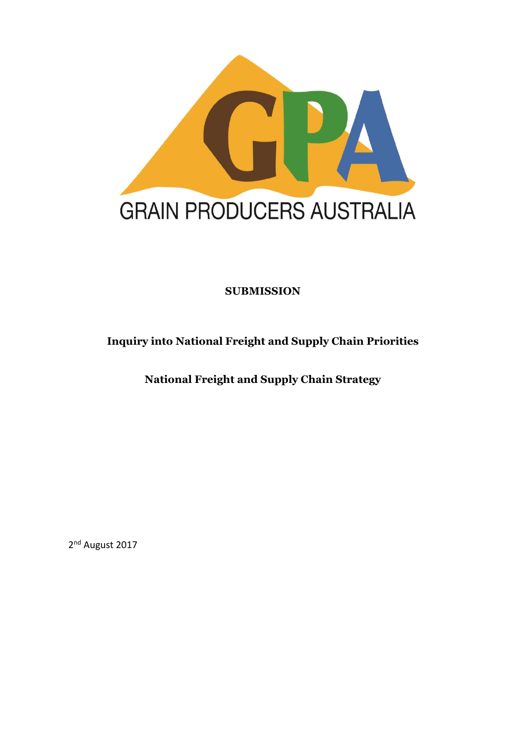GRAIN PRODUCERS AUSTRALIA

**SUBMISSION**

**Inquiry into National Freight and Supply Chain Priorities**

**National Freight and Supply Chain Strategy**

2nd August 2017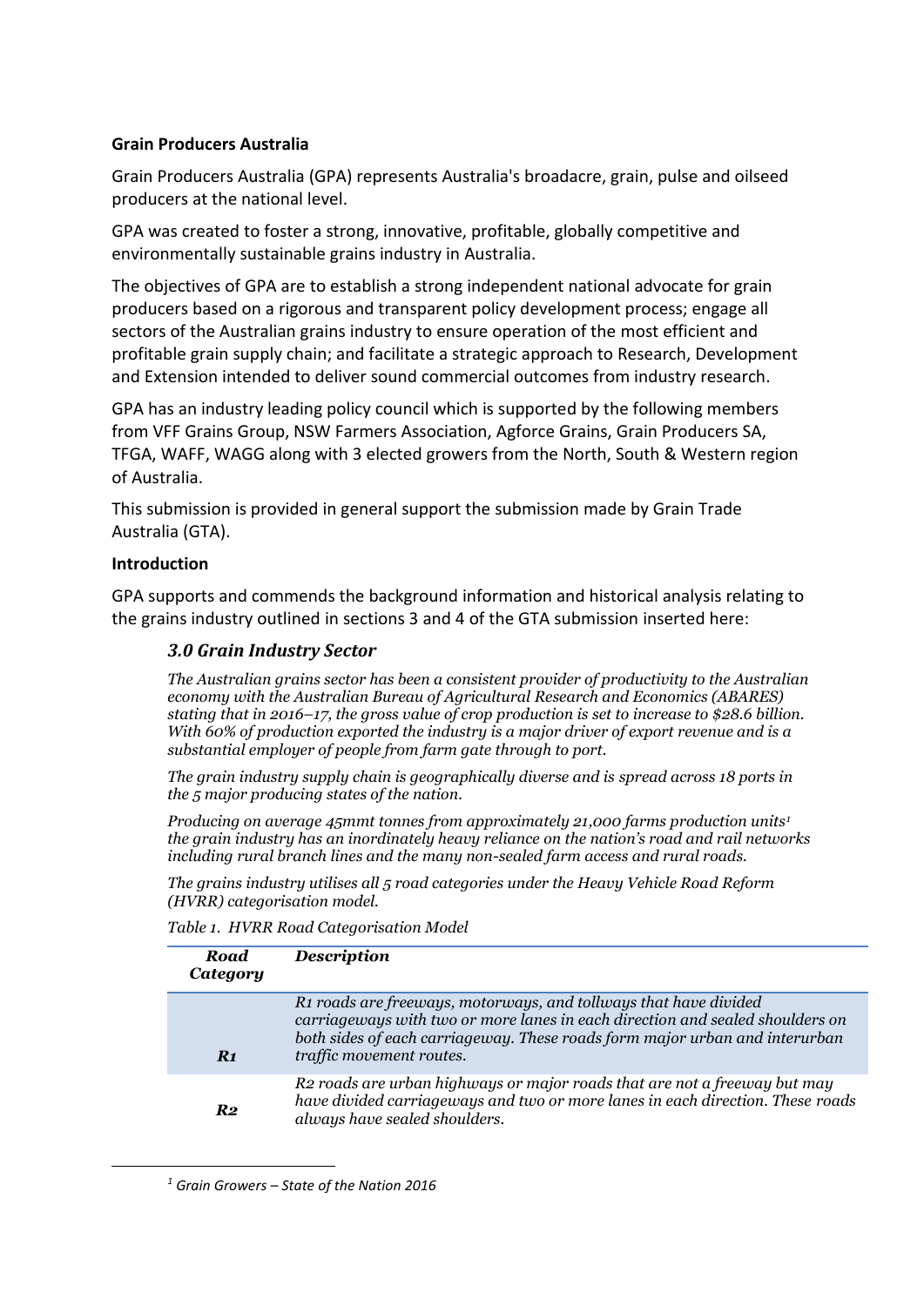**Grain Producers Australia**

Grain Producers Australia (GPA) represents Australia's broadacre, grain, pulse and oilseed producers at the national level.

GPA was created to foster a strong, innovative, profitable, globally competitive and environmentally sustainable grains industry in Australia.

The objectives of GPA are to establish a strong independent national advocate for grain producers based on a rigorous and transparent policy development process; engage all sectors of the Australian grains industry to ensure operation of the most efficient and profitable grain supply chain; and facilitate a strategic approach to Research, Development and Extension intended to deliver sound commercial outcomes from industry research.

GPA has an industry leading policy council which is supported by the following members from VFF Grains Group, NSW Farmers Association, Agforce Grains, Grain Producers SA, TFGA, WAFF, WAGG along with 3 elected growers from the North, South & Western region of Australia.

This submission is provided in general support the submission made by Grain Trade Australia (GTA).

**Introduction**

GPA supports and commends the background information and historical analysis relating to the grains industry outlined in sections 3 and 4 of the GTA submission inserted here:

### *3.0 Grain Industry Sector*

*The Australian grains sector has been a consistent provider of productivity to the Australian economy with the Australian Bureau of Agricultural Research and Economics (ABARES) stating that in 2016–17, the gross value of crop production is set to increase to $28.6 billion. With 60% of production exported the industry is a major driver of export revenue and is a substantial employer of people from farm gate through to port.*

*The grain industry supply chain is geographically diverse and is spread across 18 ports in the 5 major producing states of the nation.*

*Producing on average 45mmt tonnes from approximately 21,000 farms production units[1] the grain industry has an inordinately heavy reliance on the nation's road and rail networks including rural branch lines and the many non-sealed farm access and rural roads.*

*The grains industry utilises all 5 road categories under the Heavy Vehicle Road Reform (HVRR) categorisation model.*

*Table 1. HVRR Road Categorisation Model*

| *Road Category* | *Description* |
|---|---|
| ***R1*** | *R1 roads are freeways, motorways, and tollways that have divided carriageways with two or more lanes in each direction and sealed shoulders on both sides of each carriageway. These roads form major urban and interurban traffic movement routes.* |
| ***R2*** | *R2 roads are urban highways or major roads that are not a freeway but may have divided carriageways and two or more lanes in each direction. These roads always have sealed shoulders.* |

[1] *Grain Growers – State of the Nation 2016*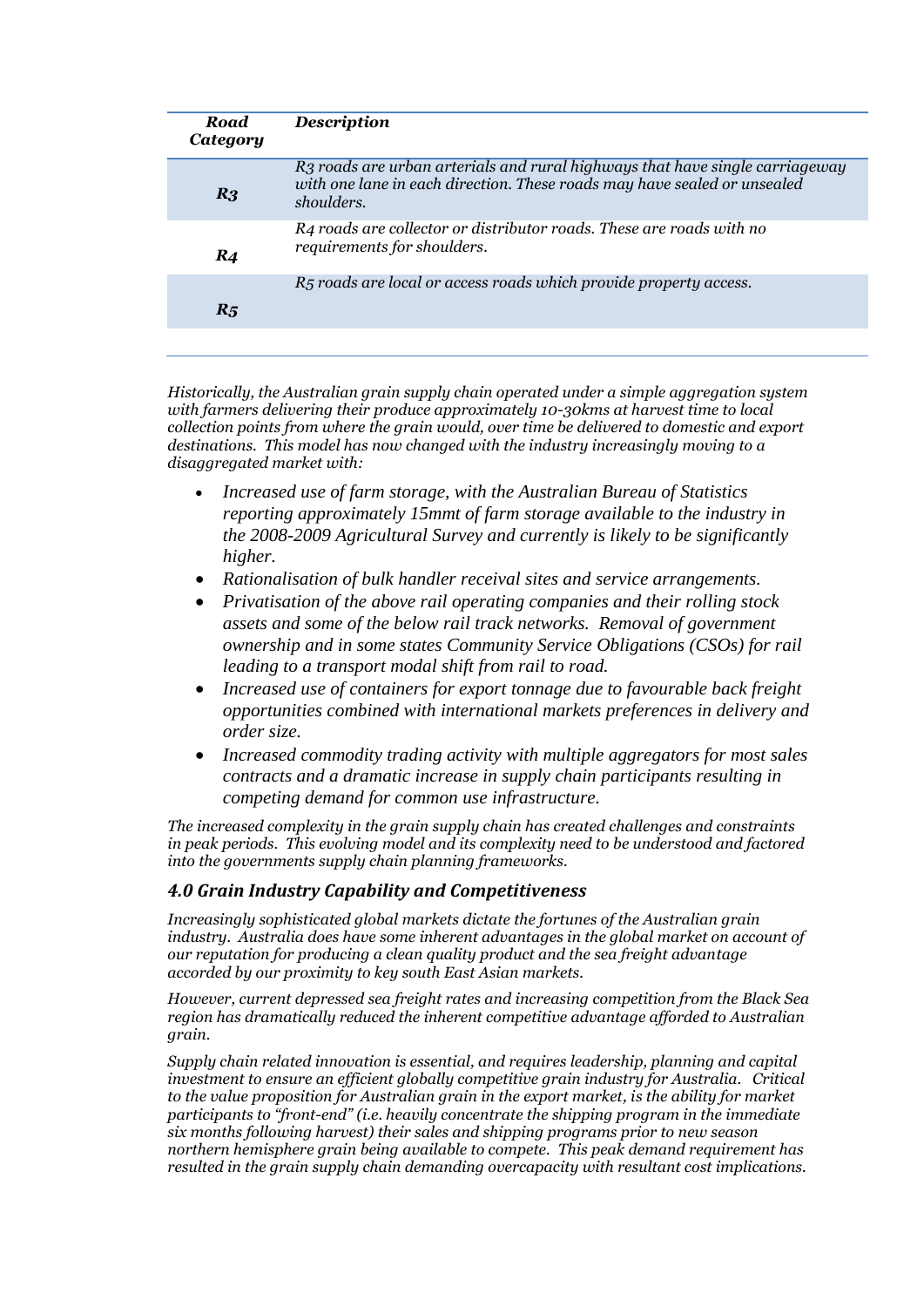| *Road Category* | *Description* |
|---|---|
| ***R3*** | *R3 roads are urban arterials and rural highways that have single carriageway with one lane in each direction. These roads may have sealed or unsealed shoulders.* |
| ***R4*** | *R4 roads are collector or distributor roads. These are roads with no requirements for shoulders.* |
| ***R5*** | *R5 roads are local or access roads which provide property access.* |

*Historically, the Australian grain supply chain operated under a simple aggregation system with farmers delivering their produce approximately 10-30kms at harvest time to local collection points from where the grain would, over time be delivered to domestic and export destinations. This model has now changed with the industry increasingly moving to a disaggregated market with:*

- *Increased use of farm storage, with the Australian Bureau of Statistics reporting approximately 15mmt of farm storage available to the industry in the 2008-2009 Agricultural Survey and currently is likely to be significantly higher.*
- *Rationalisation of bulk handler receival sites and service arrangements.*
- *Privatisation of the above rail operating companies and their rolling stock assets and some of the below rail track networks. Removal of government ownership and in some states Community Service Obligations (CSOs) for rail leading to a transport modal shift from rail to road.*
- *Increased use of containers for export tonnage due to favourable back freight opportunities combined with international markets preferences in delivery and order size.*
- *Increased commodity trading activity with multiple aggregators for most sales contracts and a dramatic increase in supply chain participants resulting in competing demand for common use infrastructure.*

*The increased complexity in the grain supply chain has created challenges and constraints in peak periods. This evolving model and its complexity need to be understood and factored into the governments supply chain planning frameworks.*

## *4.0 Grain Industry Capability and Competitiveness*

*Increasingly sophisticated global markets dictate the fortunes of the Australian grain industry. Australia does have some inherent advantages in the global market on account of our reputation for producing a clean quality product and the sea freight advantage accorded by our proximity to key south East Asian markets.*

*However, current depressed sea freight rates and increasing competition from the Black Sea region has dramatically reduced the inherent competitive advantage afforded to Australian grain.*

*Supply chain related innovation is essential, and requires leadership, planning and capital investment to ensure an efficient globally competitive grain industry for Australia. Critical to the value proposition for Australian grain in the export market, is the ability for market participants to "front-end" (i.e. heavily concentrate the shipping program in the immediate six months following harvest) their sales and shipping programs prior to new season northern hemisphere grain being available to compete. This peak demand requirement has resulted in the grain supply chain demanding overcapacity with resultant cost implications.*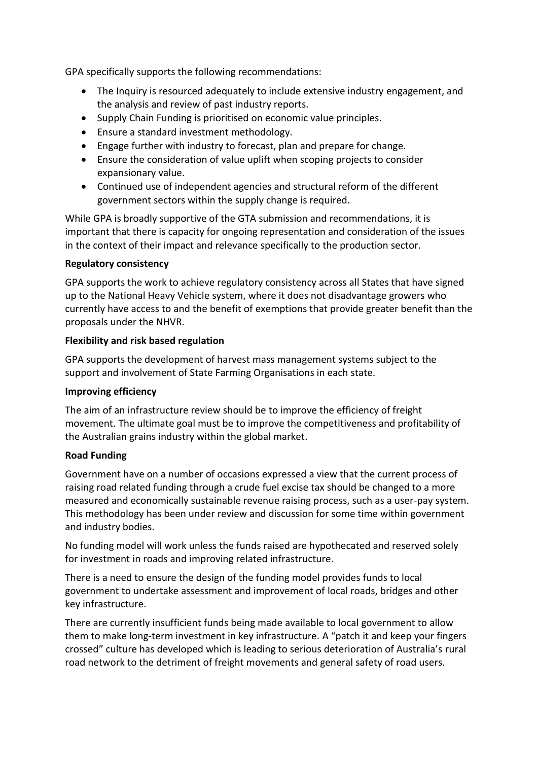GPA specifically supports the following recommendations:

- The Inquiry is resourced adequately to include extensive industry engagement, and the analysis and review of past industry reports.
- Supply Chain Funding is prioritised on economic value principles.
- Ensure a standard investment methodology.
- Engage further with industry to forecast, plan and prepare for change.
- Ensure the consideration of value uplift when scoping projects to consider expansionary value.
- Continued use of independent agencies and structural reform of the different government sectors within the supply change is required.

While GPA is broadly supportive of the GTA submission and recommendations, it is important that there is capacity for ongoing representation and consideration of the issues in the context of their impact and relevance specifically to the production sector.

**Regulatory consistency**

GPA supports the work to achieve regulatory consistency across all States that have signed up to the National Heavy Vehicle system, where it does not disadvantage growers who currently have access to and the benefit of exemptions that provide greater benefit than the proposals under the NHVR.

**Flexibility and risk based regulation**

GPA supports the development of harvest mass management systems subject to the support and involvement of State Farming Organisations in each state.

**Improving efficiency**

The aim of an infrastructure review should be to improve the efficiency of freight movement. The ultimate goal must be to improve the competitiveness and profitability of the Australian grains industry within the global market.

**Road Funding**

Government have on a number of occasions expressed a view that the current process of raising road related funding through a crude fuel excise tax should be changed to a more measured and economically sustainable revenue raising process, such as a user-pay system. This methodology has been under review and discussion for some time within government and industry bodies.

No funding model will work unless the funds raised are hypothecated and reserved solely for investment in roads and improving related infrastructure.

There is a need to ensure the design of the funding model provides funds to local government to undertake assessment and improvement of local roads, bridges and other key infrastructure.

There are currently insufficient funds being made available to local government to allow them to make long-term investment in key infrastructure. A "patch it and keep your fingers crossed" culture has developed which is leading to serious deterioration of Australia's rural road network to the detriment of freight movements and general safety of road users.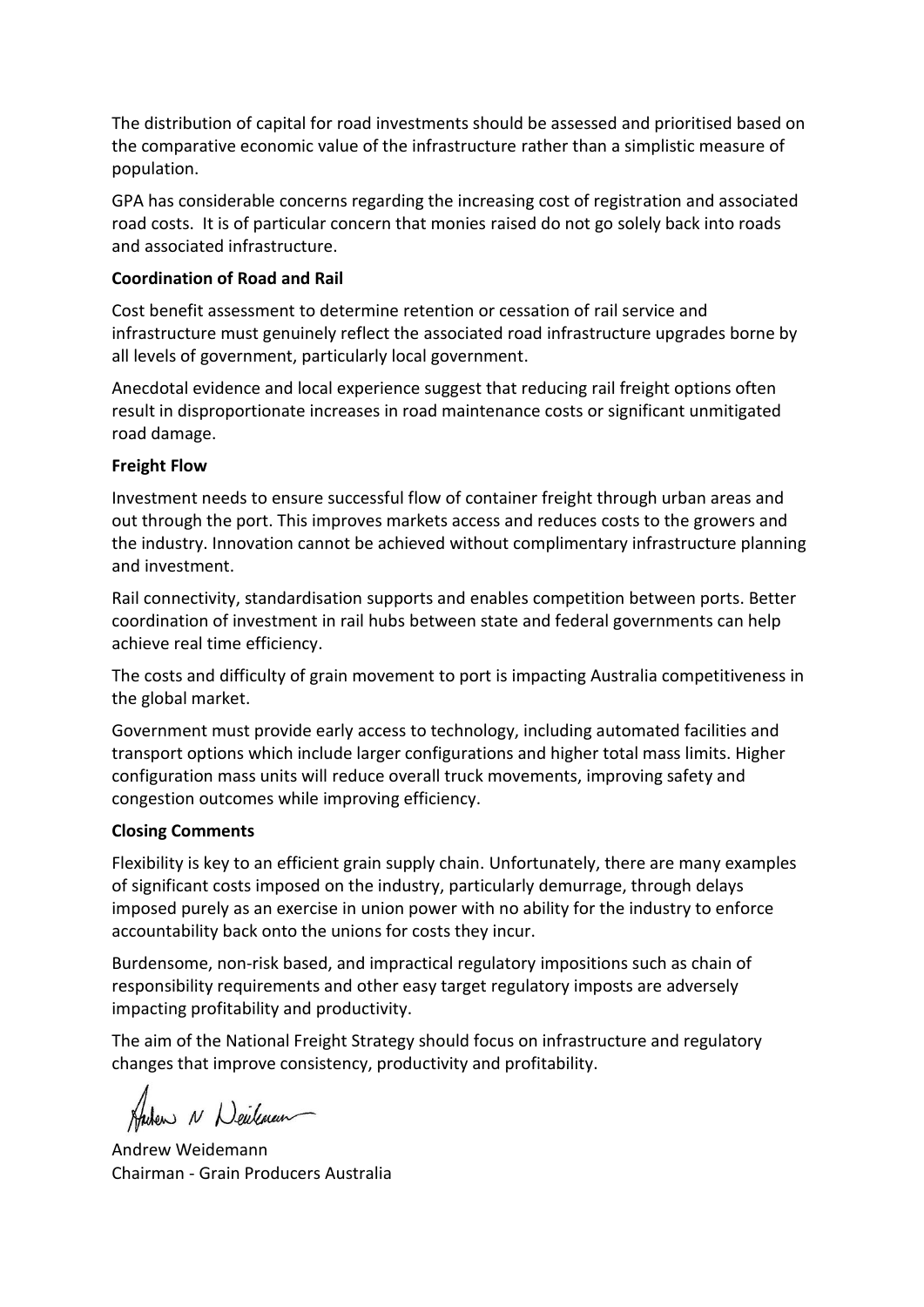The distribution of capital for road investments should be assessed and prioritised based on the comparative economic value of the infrastructure rather than a simplistic measure of population.

GPA has considerable concerns regarding the increasing cost of registration and associated road costs. It is of particular concern that monies raised do not go solely back into roads and associated infrastructure.

**Coordination of Road and Rail**

Cost benefit assessment to determine retention or cessation of rail service and infrastructure must genuinely reflect the associated road infrastructure upgrades borne by all levels of government, particularly local government.

Anecdotal evidence and local experience suggest that reducing rail freight options often result in disproportionate increases in road maintenance costs or significant unmitigated road damage.

**Freight Flow**

Investment needs to ensure successful flow of container freight through urban areas and out through the port. This improves markets access and reduces costs to the growers and the industry. Innovation cannot be achieved without complimentary infrastructure planning and investment.

Rail connectivity, standardisation supports and enables competition between ports. Better coordination of investment in rail hubs between state and federal governments can help achieve real time efficiency.

The costs and difficulty of grain movement to port is impacting Australia competitiveness in the global market.

Government must provide early access to technology, including automated facilities and transport options which include larger configurations and higher total mass limits. Higher configuration mass units will reduce overall truck movements, improving safety and congestion outcomes while improving efficiency.

**Closing Comments**

Flexibility is key to an efficient grain supply chain. Unfortunately, there are many examples of significant costs imposed on the industry, particularly demurrage, through delays imposed purely as an exercise in union power with no ability for the industry to enforce accountability back onto the unions for costs they incur.

Burdensome, non-risk based, and impractical regulatory impositions such as chain of responsibility requirements and other easy target regulatory imposts are adversely impacting profitability and productivity.

The aim of the National Freight Strategy should focus on infrastructure and regulatory changes that improve consistency, productivity and profitability.

Andrew Weidemann
Chairman - Grain Producers Australia